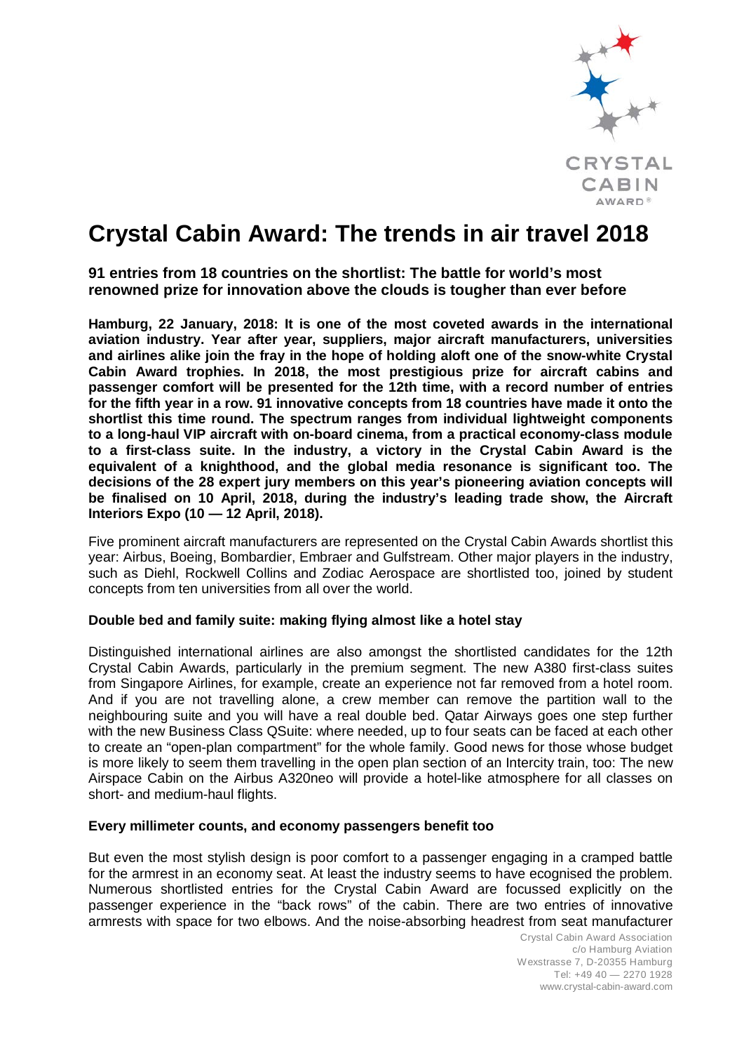# Crystal Cabin Award: The trends in air travel 2018

**91 entries from 18 countries on the shortlist: The battle for world's most renowned prize for innovation above the clouds is tougher than ever before**

**Hamburg, 22 January, 2018: It is one of the most coveted awards in the international aviation industry. Year after year, suppliers, major aircraft manufacturers, universities and airlines alike join the fray in the hope of holding aloft one of the snow-white Crystal Cabin Award trophies. In 2018, the most prestigious prize for aircraft cabins and passenger comfort will be presented for the 12th time, with a record number of entries for the fifth year in a row. 91 innovative concepts from 18 countries have made it onto the shortlist this time round. The spectrum ranges from individual lightweight components to a long-haul VIP aircraft with on-board cinema, from a practical economy-class module to a first-class suite. In the industry, a victory in the Crystal Cabin Award is the equivalent of a knighthood, and the global media resonance is significant too. The decisions of the 28 expert jury members on this year's pioneering aviation concepts will be finalised on 10 April, 2018, during the industry's leading trade show, the Aircraft Interiors Expo (10 — 12 April, 2018).**

Five prominent aircraft manufacturers are represented on the Crystal Cabin Awards shortlist this year: Airbus, Boeing, Bombardier, Embraer and Gulfstream. Other major players in the industry, such as Diehl, Rockwell Collins and Zodiac Aerospace are shortlisted too, joined by student concepts from ten universities from all over the world.

### Double bed and family suite: making flying almost like a hotel stay

Distinguished international airlines are also amongst the shortlisted candidates for the 12th Crystal Cabin Awards, particularly in the premium segment. The new A380 first-class suites from Singapore Airlines, for example, create an experience not far removed from a hotel room. And if you are not travelling alone, a crew member can remove the partition wall to the neighbouring suite and you will have a real double bed. Qatar Airways goes one step further with the new Business Class QSuite: where needed, up to four seats can be faced at each other to create an "open-plan compartment" for the whole family. Good news for those whose budget is more likely to seem them travelling in the open plan section of an Intercity train, too: The new Airspace Cabin on the Airbus A320neo will provide a hotel-like atmosphere for all classes on short- and medium-haul flights.

### Every millimeter counts, and economy passengers benefit too

But even the most stylish design is poor comfort to a passenger engaging in a cramped battle for the armrest in an economy seat. At least the industry seems to have ecognised the problem. Numerous shortlisted entries for the Crystal Cabin Award are focussed explicitly on the passenger experience in the "back rows" of the cabin. There are two entries of innovative armrests with space for two elbows. And the noise-absorbing headrest from seat manufacturer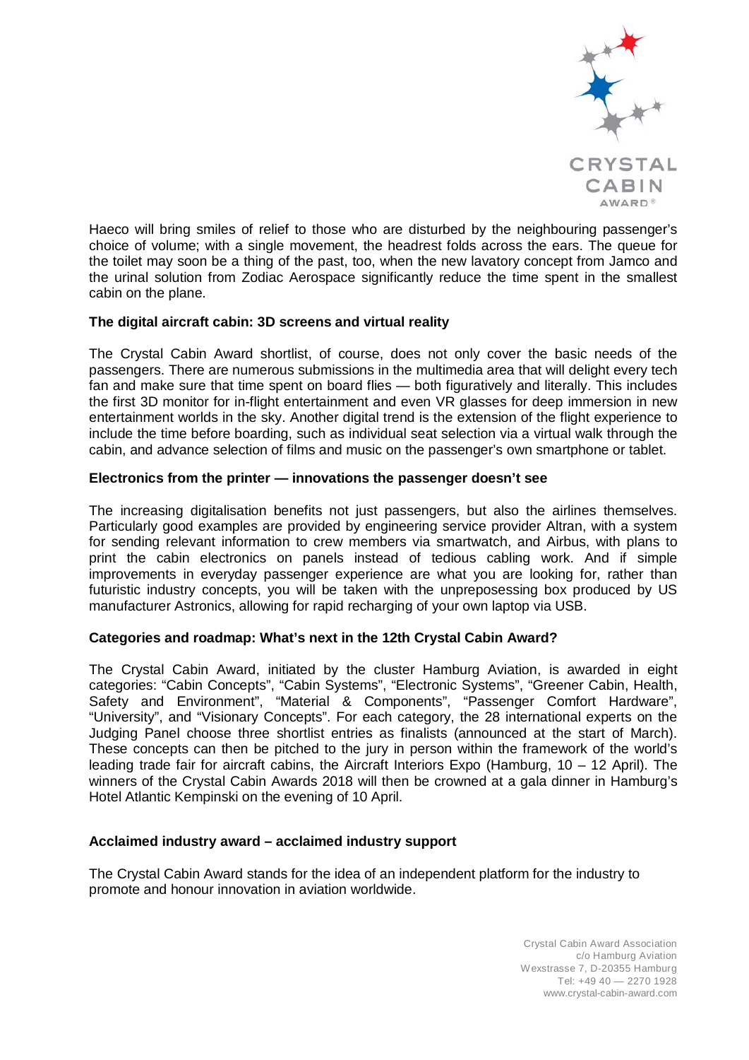Haeco will bring smiles of relief to those who are disturbed by the neighbouring passenger's choice of volume; with a single movement, the headrest folds across the ears. The queue for the toilet may soon be a thing of the past, too, when the new lavatory concept from Jamco and the urinal solution from Zodiac Aerospace significantly reduce the time spent in the smallest cabin on the plane.

**The digital aircraft cabin: 3D screens and virtual reality**

The Crystal Cabin Award shortlist, of course, does not only cover the basic needs of the passengers. There are numerous submissions in the multimedia area that will delight every tech fan and make sure that time spent on board flies — both figuratively and literally. This includes the first 3D monitor for in-flight entertainment and even VR glasses for deep immersion in new entertainment worlds in the sky. Another digital trend is the extension of the flight experience to include the time before boarding, such as individual seat selection via a virtual walk through the cabin, and advance selection of films and music on the passenger's own smartphone or tablet.

**Electronics from the printer — innovations the passenger doesn't see**

The increasing digitalisation benefits not just passengers, but also the airlines themselves. Particularly good examples are provided by engineering service provider Altran, with a system for sending relevant information to crew members via smartwatch, and Airbus, with plans to print the cabin electronics on panels instead of tedious cabling work. And if simple improvements in everyday passenger experience are what you are looking for, rather than futuristic industry concepts, you will be taken with the unprepossessing box produced by US manufacturer Astronics, allowing for rapid recharging of your own laptop via USB.

**Categories and roadmap: What's next in the 12th Crystal Cabin Award?**

The Crystal Cabin Award, initiated by the cluster Hamburg Aviation, is awarded in eight categories: "Cabin Concepts", "Cabin Systems", "Electronic Systems", "Greener Cabin, Health, Safety and Environment", "Material & Components", "Passenger Comfort Hardware", "University", and "Visionary Concepts". For each category, the 28 international experts on the Judging Panel choose three shortlist entries as finalists (announced at the start of March). These concepts can then be pitched to the jury in person within the framework of the world's leading trade fair for aircraft cabins, the Aircraft Interiors Expo (Hamburg, 10 – 12 April). The winners of the Crystal Cabin Awards 2018 will then be crowned at a gala dinner in Hamburg's Hotel Atlantic Kempinski on the evening of 10 April.

**Acclaimed industry award – acclaimed industry support**

The Crystal Cabin Award stands for the idea of an independent platform for the industry to promote and honour innovation in aviation worldwide.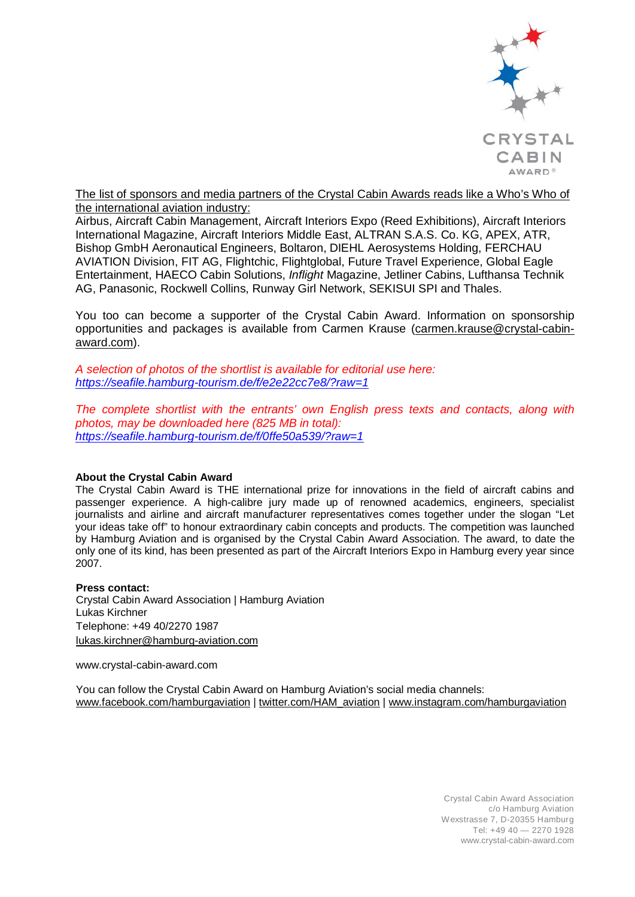The list of sponsors and media partners of the Crystal Cabin Awards reads like a Who's Who of the international aviation industry:
Airbus, Aircraft Cabin Management, Aircraft Interiors Expo (Reed Exhibitions), Aircraft Interiors International Magazine, Aircraft Interiors Middle East, ALTRAN S.A.S. Co. KG, APEX, ATR, Bishop GmbH Aeronautical Engineers, Boltaron, DIEHL Aerosystems Holding, FERCHAU AVIATION Division, FIT AG, Flightchic, Flightglobal, Future Travel Experience, Global Eagle Entertainment, HAECO Cabin Solutions, *Inflight* Magazine, Jetliner Cabins, Lufthansa Technik AG, Panasonic, Rockwell Collins, Runway Girl Network, SEKISUI SPI and Thales.

You too can become a supporter of the Crystal Cabin Award. Information on sponsorship opportunities and packages is available from Carmen Krause (carmen.krause@crystal-cabin-award.com).

*A selection of photos of the shortlist is available for editorial use here:*
*https://seafile.hamburg-tourism.de/f/e2e22cc7e8/?raw=1*

*The complete shortlist with the entrants' own English press texts and contacts, along with photos, may be downloaded here (825 MB in total):*
*https://seafile.hamburg-tourism.de/f/0ffe50a539/?raw=1*

**About the Crystal Cabin Award**
The Crystal Cabin Award is THE international prize for innovations in the field of aircraft cabins and passenger experience. A high-calibre jury made up of renowned academics, engineers, specialist journalists and airline and aircraft manufacturer representatives comes together under the slogan "Let your ideas take off" to honour extraordinary cabin concepts and products. The competition was launched by Hamburg Aviation and is organised by the Crystal Cabin Award Association. The award, to date the only one of its kind, has been presented as part of the Aircraft Interiors Expo in Hamburg every year since 2007.

**Press contact:**
Crystal Cabin Award Association | Hamburg Aviation
Lukas Kirchner
Telephone: +49 40/2270 1987
lukas.kirchner@hamburg-aviation.com

www.crystal-cabin-award.com

You can follow the Crystal Cabin Award on Hamburg Aviation's social media channels:
www.facebook.com/hamburgaviation | twitter.com/HAM_aviation | www.instagram.com/hamburgaviation

Crystal Cabin Award Association
c/o Hamburg Aviation
Wexstrasse 7, D-20355 Hamburg
Tel: +49 40 — 2270 1928
www.crystal-cabin-award.com